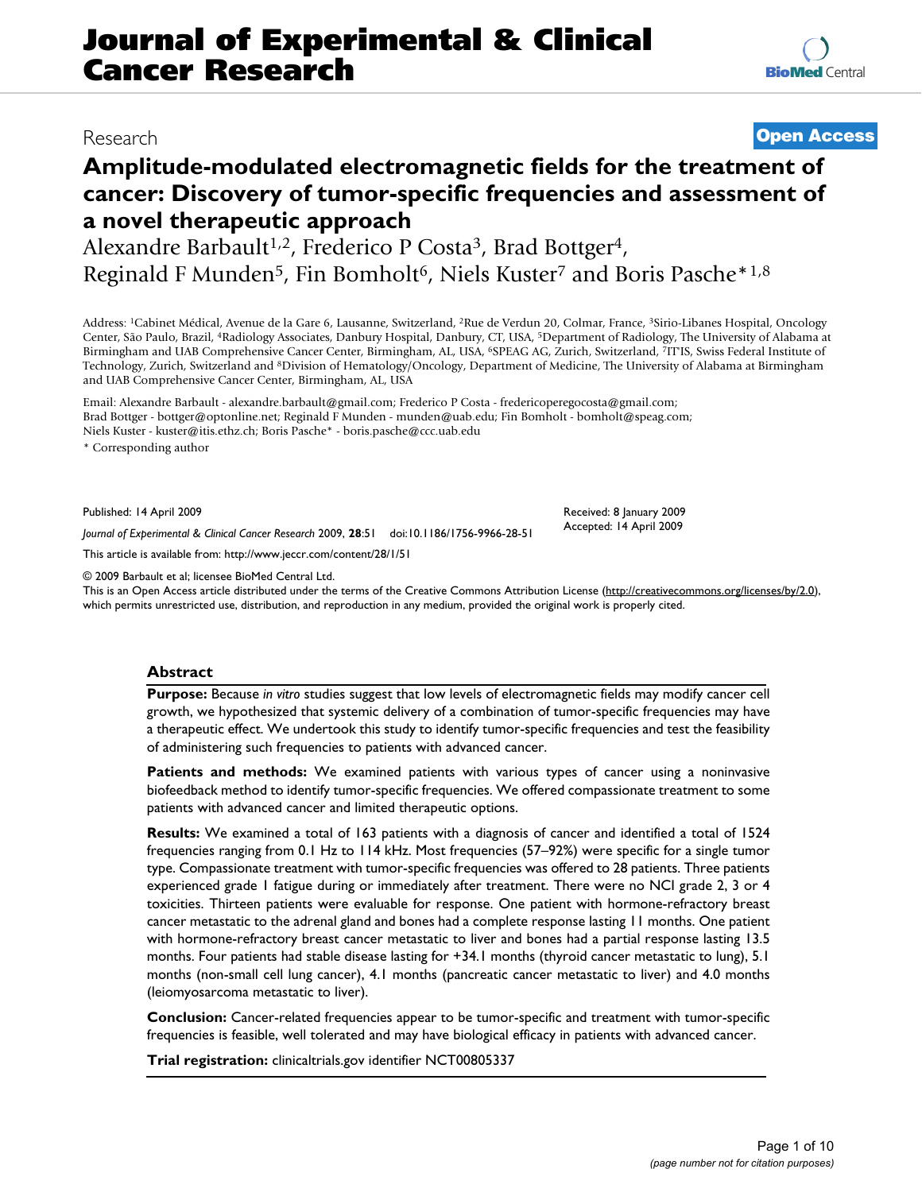# Journal of Experimental & Clinical Cancer Research

Research

**Open Access**

## Amplitude-modulated electromagnetic fields for the treatment of cancer: Discovery of tumor-specific frequencies and assessment of a novel therapeutic approach

Alexandre Barbault[1,2], Frederico P Costa[3], Brad Bottger[4], Reginald F Munden[5], Fin Bomholt[6], Niels Kuster[7] and Boris Pasche*[1,8]

Address: [1]Cabinet Médical, Avenue de la Gare 6, Lausanne, Switzerland, [2]Rue de Verdun 20, Colmar, France, [3]Sirio-Libanes Hospital, Oncology Center, São Paulo, Brazil, [4]Radiology Associates, Danbury Hospital, Danbury, CT, USA, [5]Department of Radiology, The University of Alabama at Birmingham and UAB Comprehensive Cancer Center, Birmingham, AL, USA, [6]SPEAG AG, Zurich, Switzerland, [7]IT'IS, Swiss Federal Institute of Technology, Zurich, Switzerland and [8]Division of Hematology/Oncology, Department of Medicine, The University of Alabama at Birmingham and UAB Comprehensive Cancer Center, Birmingham, AL, USA

Email: Alexandre Barbault - alexandre.barbault@gmail.com; Frederico P Costa - fredericoperegocosta@gmail.com; Brad Bottger - bottger@optonline.net; Reginald F Munden - munden@uab.edu; Fin Bomholt - bomholt@speag.com; Niels Kuster - kuster@itis.ethz.ch; Boris Pasche* - boris.pasche@ccc.uab.edu

* Corresponding author

Published: 14 April 2009

*Journal of Experimental & Clinical Cancer Research* 2009, **28**:51 doi:10.1186/1756-9966-28-51

Received: 8 January 2009
Accepted: 14 April 2009

This article is available from: http://www.jeccr.com/content/28/1/51

© 2009 Barbault et al; licensee BioMed Central Ltd.
This is an Open Access article distributed under the terms of the Creative Commons Attribution License (http://creativecommons.org/licenses/by/2.0), which permits unrestricted use, distribution, and reproduction in any medium, provided the original work is properly cited.

## Abstract

**Purpose:** Because *in vitro* studies suggest that low levels of electromagnetic fields may modify cancer cell growth, we hypothesized that systemic delivery of a combination of tumor-specific frequencies may have a therapeutic effect. We undertook this study to identify tumor-specific frequencies and test the feasibility of administering such frequencies to patients with advanced cancer.

**Patients and methods:** We examined patients with various types of cancer using a noninvasive biofeedback method to identify tumor-specific frequencies. We offered compassionate treatment to some patients with advanced cancer and limited therapeutic options.

**Results:** We examined a total of 163 patients with a diagnosis of cancer and identified a total of 1524 frequencies ranging from 0.1 Hz to 114 kHz. Most frequencies (57–92%) were specific for a single tumor type. Compassionate treatment with tumor-specific frequencies was offered to 28 patients. Three patients experienced grade 1 fatigue during or immediately after treatment. There were no NCI grade 2, 3 or 4 toxicities. Thirteen patients were evaluable for response. One patient with hormone-refractory breast cancer metastatic to the adrenal gland and bones had a complete response lasting 11 months. One patient with hormone-refractory breast cancer metastatic to liver and bones had a partial response lasting 13.5 months. Four patients had stable disease lasting for +34.1 months (thyroid cancer metastatic to lung), 5.1 months (non-small cell lung cancer), 4.1 months (pancreatic cancer metastatic to liver) and 4.0 months (leiomyosarcoma metastatic to liver).

**Conclusion:** Cancer-related frequencies appear to be tumor-specific and treatment with tumor-specific frequencies is feasible, well tolerated and may have biological efficacy in patients with advanced cancer.

**Trial registration:** clinicaltrials.gov identifier NCT00805337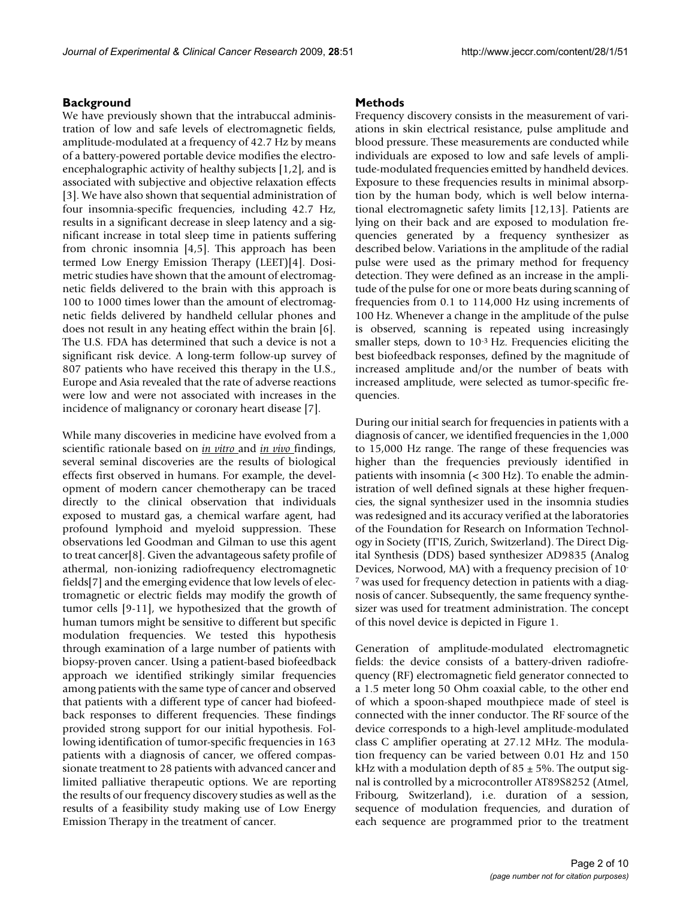## Background

We have previously shown that the intrabuccal administration of low and safe levels of electromagnetic fields, amplitude-modulated at a frequency of 42.7 Hz by means of a battery-powered portable device modifies the electroencephalographic activity of healthy subjects [1,2], and is associated with subjective and objective relaxation effects [3]. We have also shown that sequential administration of four insomnia-specific frequencies, including 42.7 Hz, results in a significant decrease in sleep latency and a significant increase in total sleep time in patients suffering from chronic insomnia [4,5]. This approach has been termed Low Energy Emission Therapy (LEET)[4]. Dosimetric studies have shown that the amount of electromagnetic fields delivered to the brain with this approach is 100 to 1000 times lower than the amount of electromagnetic fields delivered by handheld cellular phones and does not result in any heating effect within the brain [6]. The U.S. FDA has determined that such a device is not a significant risk device. A long-term follow-up survey of 807 patients who have received this therapy in the U.S., Europe and Asia revealed that the rate of adverse reactions were low and were not associated with increases in the incidence of malignancy or coronary heart disease [7].

While many discoveries in medicine have evolved from a scientific rationale based on *in vitro* and *in vivo* findings, several seminal discoveries are the results of biological effects first observed in humans. For example, the development of modern cancer chemotherapy can be traced directly to the clinical observation that individuals exposed to mustard gas, a chemical warfare agent, had profound lymphoid and myeloid suppression. These observations led Goodman and Gilman to use this agent to treat cancer[8]. Given the advantageous safety profile of athermal, non-ionizing radiofrequency electromagnetic fields[7] and the emerging evidence that low levels of electromagnetic or electric fields may modify the growth of tumor cells [9-11], we hypothesized that the growth of human tumors might be sensitive to different but specific modulation frequencies. We tested this hypothesis through examination of a large number of patients with biopsy-proven cancer. Using a patient-based biofeedback approach we identified strikingly similar frequencies among patients with the same type of cancer and observed that patients with a different type of cancer had biofeedback responses to different frequencies. These findings provided strong support for our initial hypothesis. Following identification of tumor-specific frequencies in 163 patients with a diagnosis of cancer, we offered compassionate treatment to 28 patients with advanced cancer and limited palliative therapeutic options. We are reporting the results of our frequency discovery studies as well as the results of a feasibility study making use of Low Energy Emission Therapy in the treatment of cancer.

## Methods

Frequency discovery consists in the measurement of variations in skin electrical resistance, pulse amplitude and blood pressure. These measurements are conducted while individuals are exposed to low and safe levels of amplitude-modulated frequencies emitted by handheld devices. Exposure to these frequencies results in minimal absorption by the human body, which is well below international electromagnetic safety limits [12,13]. Patients are lying on their back and are exposed to modulation frequencies generated by a frequency synthesizer as described below. Variations in the amplitude of the radial pulse were used as the primary method for frequency detection. They were defined as an increase in the amplitude of the pulse for one or more beats during scanning of frequencies from 0.1 to 114,000 Hz using increments of 100 Hz. Whenever a change in the amplitude of the pulse is observed, scanning is repeated using increasingly smaller steps, down to $10^{-3}$ Hz. Frequencies eliciting the best biofeedback responses, defined by the magnitude of increased amplitude and/or the number of beats with increased amplitude, were selected as tumor-specific frequencies.

During our initial search for frequencies in patients with a diagnosis of cancer, we identified frequencies in the 1,000 to 15,000 Hz range. The range of these frequencies was higher than the frequencies previously identified in patients with insomnia (< 300 Hz). To enable the administration of well defined signals at these higher frequencies, the signal synthesizer used in the insomnia studies was redesigned and its accuracy verified at the laboratories of the Foundation for Research on Information Technology in Society (IT'IS, Zurich, Switzerland). The Direct Digital Synthesis (DDS) based synthesizer AD9835 (Analog Devices, Norwood, MA) with a frequency precision of $10^{-7}$ was used for frequency detection in patients with a diagnosis of cancer. Subsequently, the same frequency synthesizer was used for treatment administration. The concept of this novel device is depicted in Figure 1.

Generation of amplitude-modulated electromagnetic fields: the device consists of a battery-driven radiofrequency (RF) electromagnetic field generator connected to a 1.5 meter long 50 Ohm coaxial cable, to the other end of which a spoon-shaped mouthpiece made of steel is connected with the inner conductor. The RF source of the device corresponds to a high-level amplitude-modulated class C amplifier operating at 27.12 MHz. The modulation frequency can be varied between 0.01 Hz and 150 kHz with a modulation depth of 85 ± 5%. The output signal is controlled by a microcontroller AT89S8252 (Atmel, Fribourg, Switzerland), i.e. duration of a session, sequence of modulation frequencies, and duration of each sequence are programmed prior to the treatment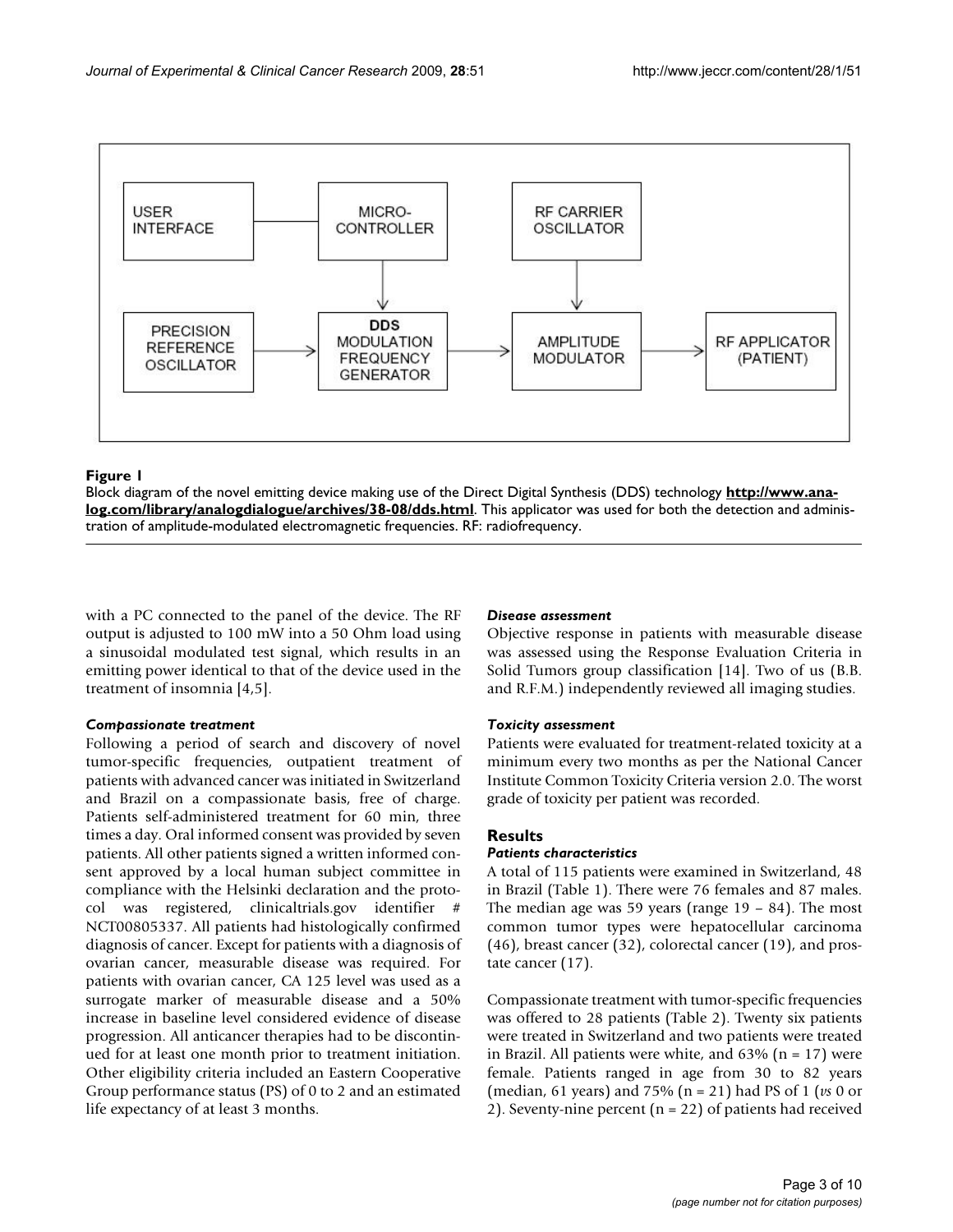**Figure 1**

Block diagram of the novel emitting device making use of the Direct Digital Synthesis (DDS) technology **http://www.analog.com/library/analogdialogue/archives/38-08/dds.html**. This applicator was used for both the detection and administration of amplitude-modulated electromagnetic frequencies. RF: radiofrequency.

with a PC connected to the panel of the device. The RF output is adjusted to 100 mW into a 50 Ohm load using a sinusoidal modulated test signal, which results in an emitting power identical to that of the device used in the treatment of insomnia [4,5].

### *Compassionate treatment*

Following a period of search and discovery of novel tumor-specific frequencies, outpatient treatment of patients with advanced cancer was initiated in Switzerland and Brazil on a compassionate basis, free of charge. Patients self-administered treatment for 60 min, three times a day. Oral informed consent was provided by seven patients. All other patients signed a written informed consent approved by a local human subject committee in compliance with the Helsinki declaration and the protocol was registered, clinicaltrials.gov identifier # NCT00805337. All patients had histologically confirmed diagnosis of cancer. Except for patients with a diagnosis of ovarian cancer, measurable disease was required. For patients with ovarian cancer, CA 125 level was used as a surrogate marker of measurable disease and a 50% increase in baseline level considered evidence of disease progression. All anticancer therapies had to be discontinued for at least one month prior to treatment initiation. Other eligibility criteria included an Eastern Cooperative Group performance status (PS) of 0 to 2 and an estimated life expectancy of at least 3 months.

### *Disease assessment*

Objective response in patients with measurable disease was assessed using the Response Evaluation Criteria in Solid Tumors group classification [14]. Two of us (B.B. and R.F.M.) independently reviewed all imaging studies.

### *Toxicity assessment*

Patients were evaluated for treatment-related toxicity at a minimum every two months as per the National Cancer Institute Common Toxicity Criteria version 2.0. The worst grade of toxicity per patient was recorded.

## Results

### *Patients characteristics*

A total of 115 patients were examined in Switzerland, 48 in Brazil (Table 1). There were 76 females and 87 males. The median age was 59 years (range 19 – 84). The most common tumor types were hepatocellular carcinoma (46), breast cancer (32), colorectal cancer (19), and prostate cancer (17).

Compassionate treatment with tumor-specific frequencies was offered to 28 patients (Table 2). Twenty six patients were treated in Switzerland and two patients were treated in Brazil. All patients were white, and 63% (n = 17) were female. Patients ranged in age from 30 to 82 years (median, 61 years) and 75% (n = 21) had PS of 1 (*vs* 0 or 2). Seventy-nine percent (n = 22) of patients had received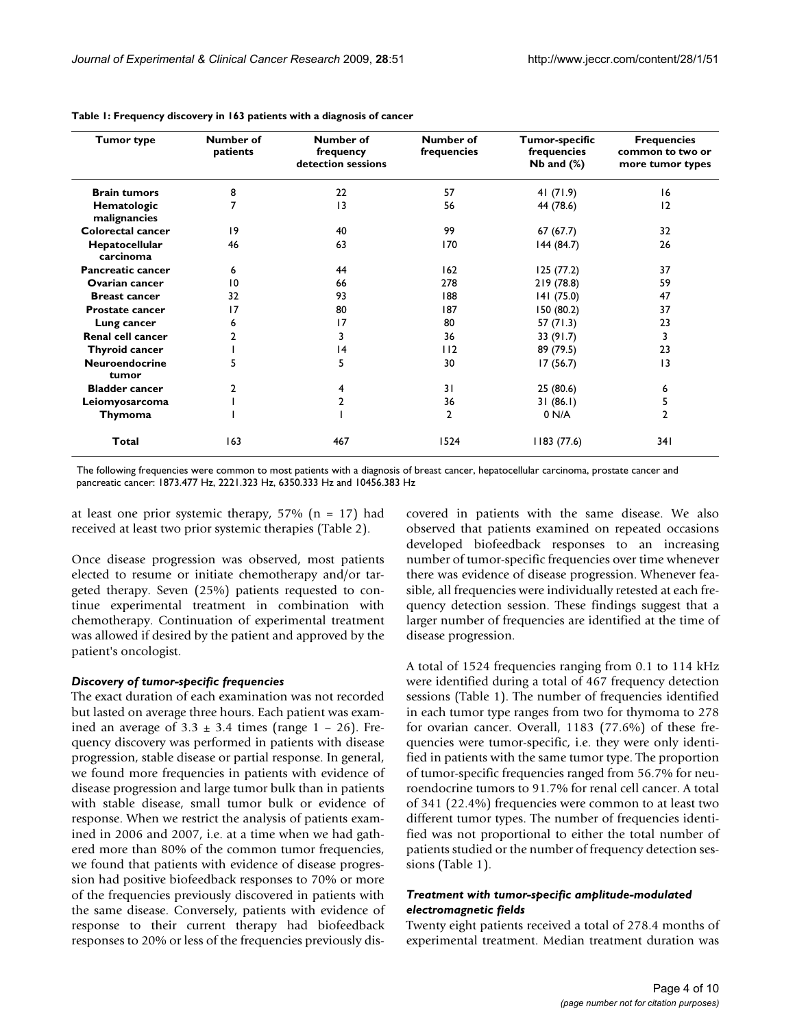**Table 1: Frequency discovery in 163 patients with a diagnosis of cancer**

| Tumor type | Number of patients | Number of frequency detection sessions | Number of frequencies | Tumor-specific frequencies Nb and (%) | Frequencies common to two or more tumor types |
|---|---|---|---|---|---|
| **Brain tumors** | 8 | 22 | 57 | 41 (71.9) | 16 |
| **Hematologic malignancies** | 7 | 13 | 56 | 44 (78.6) | 12 |
| **Colorectal cancer** | 19 | 40 | 99 | 67 (67.7) | 32 |
| **Hepatocellular carcinoma** | 46 | 63 | 170 | 144 (84.7) | 26 |
| **Pancreatic cancer** | 6 | 44 | 162 | 125 (77.2) | 37 |
| **Ovarian cancer** | 10 | 66 | 278 | 219 (78.8) | 59 |
| **Breast cancer** | 32 | 93 | 188 | 141 (75.0) | 47 |
| **Prostate cancer** | 17 | 80 | 187 | 150 (80.2) | 37 |
| **Lung cancer** | 6 | 17 | 80 | 57 (71.3) | 23 |
| **Renal cell cancer** | 2 | 3 | 36 | 33 (91.7) | 3 |
| **Thyroid cancer** | 1 | 14 | 112 | 89 (79.5) | 23 |
| **Neuroendocrine tumor** | 5 | 5 | 30 | 17 (56.7) | 13 |
| **Bladder cancer** | 2 | 4 | 31 | 25 (80.6) | 6 |
| **Leiomyosarcoma** | 1 | 2 | 36 | 31 (86.1) | 5 |
| **Thymoma** | 1 | 1 | 2 | 0 N/A | 2 |
| **Total** | 163 | 467 | 1524 | 1183 (77.6) | 341 |

The following frequencies were common to most patients with a diagnosis of breast cancer, hepatocellular carcinoma, prostate cancer and pancreatic cancer: 1873.477 Hz, 2221.323 Hz, 6350.333 Hz and 10456.383 Hz

at least one prior systemic therapy, 57% (n = 17) had received at least two prior systemic therapies (Table 2).

Once disease progression was observed, most patients elected to resume or initiate chemotherapy and/or targeted therapy. Seven (25%) patients requested to continue experimental treatment in combination with chemotherapy. Continuation of experimental treatment was allowed if desired by the patient and approved by the patient's oncologist.

### *Discovery of tumor-specific frequencies*

The exact duration of each examination was not recorded but lasted on average three hours. Each patient was examined an average of $3.3 \pm 3.4$ times (range 1 – 26). Frequency discovery was performed in patients with disease progression, stable disease or partial response. In general, we found more frequencies in patients with evidence of disease progression and large tumor bulk than in patients with stable disease, small tumor bulk or evidence of response. When we restrict the analysis of patients examined in 2006 and 2007, i.e. at a time when we had gathered more than 80% of the common tumor frequencies, we found that patients with evidence of disease progression had positive biofeedback responses to 70% or more of the frequencies previously discovered in patients with the same disease. Conversely, patients with evidence of response to their current therapy had biofeedback responses to 20% or less of the frequencies previously discovered in patients with the same disease. We also observed that patients examined on repeated occasions developed biofeedback responses to an increasing number of tumor-specific frequencies over time whenever there was evidence of disease progression. Whenever feasible, all frequencies were individually retested at each frequency detection session. These findings suggest that a larger number of frequencies are identified at the time of disease progression.

A total of 1524 frequencies ranging from 0.1 to 114 kHz were identified during a total of 467 frequency detection sessions (Table 1). The number of frequencies identified in each tumor type ranges from two for thymoma to 278 for ovarian cancer. Overall, 1183 (77.6%) of these frequencies were tumor-specific, i.e. they were only identified in patients with the same tumor type. The proportion of tumor-specific frequencies ranged from 56.7% for neuroendocrine tumors to 91.7% for renal cell cancer. A total of 341 (22.4%) frequencies were common to at least two different tumor types. The number of frequencies identified was not proportional to either the total number of patients studied or the number of frequency detection sessions (Table 1).

### *Treatment with tumor-specific amplitude-modulated electromagnetic fields*

Twenty eight patients received a total of 278.4 months of experimental treatment. Median treatment duration was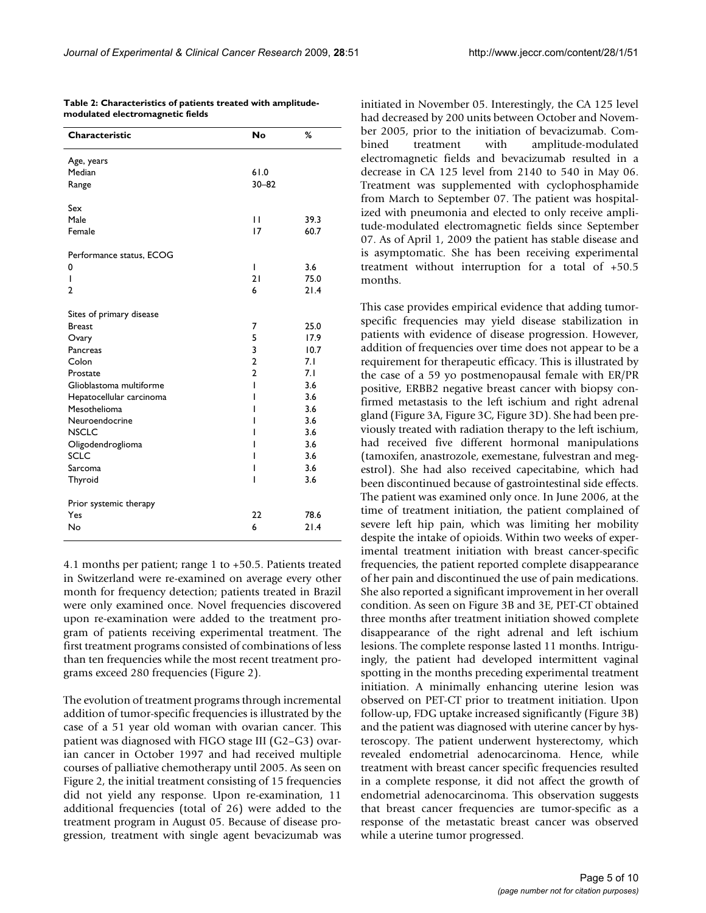**Table 2: Characteristics of patients treated with amplitude-modulated electromagnetic fields**

| Characteristic | No | % |
|---|---|---|
| Age, years | | |
| Median | 61.0 | |
| Range | 30–82 | |
| Sex | | |
| Male | 11 | 39.3 |
| Female | 17 | 60.7 |
| Performance status, ECOG | | |
| 0 | 1 | 3.6 |
| 1 | 21 | 75.0 |
| 2 | 6 | 21.4 |
| Sites of primary disease | | |
| Breast | 7 | 25.0 |
| Ovary | 5 | 17.9 |
| Pancreas | 3 | 10.7 |
| Colon | 2 | 7.1 |
| Prostate | 2 | 7.1 |
| Glioblastoma multiforme | 1 | 3.6 |
| Hepatocellular carcinoma | 1 | 3.6 |
| Mesothelioma | 1 | 3.6 |
| Neuroendocrine | 1 | 3.6 |
| NSCLC | 1 | 3.6 |
| Oligodendroglioma | 1 | 3.6 |
| SCLC | 1 | 3.6 |
| Sarcoma | 1 | 3.6 |
| Thyroid | 1 | 3.6 |
| Prior systemic therapy | | |
| Yes | 22 | 78.6 |
| No | 6 | 21.4 |

4.1 months per patient; range 1 to +50.5. Patients treated in Switzerland were re-examined on average every other month for frequency detection; patients treated in Brazil were only examined once. Novel frequencies discovered upon re-examination were added to the treatment program of patients receiving experimental treatment. The first treatment programs consisted of combinations of less than ten frequencies while the most recent treatment programs exceed 280 frequencies (Figure 2).

The evolution of treatment programs through incremental addition of tumor-specific frequencies is illustrated by the case of a 51 year old woman with ovarian cancer. This patient was diagnosed with FIGO stage III (G2–G3) ovarian cancer in October 1997 and had received multiple courses of palliative chemotherapy until 2005. As seen on Figure 2, the initial treatment consisting of 15 frequencies did not yield any response. Upon re-examination, 11 additional frequencies (total of 26) were added to the treatment program in August 05. Because of disease progression, treatment with single agent bevacizumab was initiated in November 05. Interestingly, the CA 125 level had decreased by 200 units between October and November 2005, prior to the initiation of bevacizumab. Combined treatment with amplitude-modulated electromagnetic fields and bevacizumab resulted in a decrease in CA 125 level from 2140 to 540 in May 06. Treatment was supplemented with cyclophosphamide from March to September 07. The patient was hospitalized with pneumonia and elected to only receive amplitude-modulated electromagnetic fields since September 07. As of April 1, 2009 the patient has stable disease and is asymptomatic. She has been receiving experimental treatment without interruption for a total of +50.5 months.

This case provides empirical evidence that adding tumor-specific frequencies may yield disease stabilization in patients with evidence of disease progression. However, addition of frequencies over time does not appear to be a requirement for therapeutic efficacy. This is illustrated by the case of a 59 yo postmenopausal female with ER/PR positive, ERBB2 negative breast cancer with biopsy confirmed metastasis to the left ischium and right adrenal gland (Figure 3A, Figure 3C, Figure 3D). She had been previously treated with radiation therapy to the left ischium, had received five different hormonal manipulations (tamoxifen, anastrozole, exemestane, fulvestran and megestrol). She had also received capecitabine, which had been discontinued because of gastrointestinal side effects. The patient was examined only once. In June 2006, at the time of treatment initiation, the patient complained of severe left hip pain, which was limiting her mobility despite the intake of opioids. Within two weeks of experimental treatment initiation with breast cancer-specific frequencies, the patient reported complete disappearance of her pain and discontinued the use of pain medications. She also reported a significant improvement in her overall condition. As seen on Figure 3B and 3E, PET-CT obtained three months after treatment initiation showed complete disappearance of the right adrenal and left ischium lesions. The complete response lasted 11 months. Intriguingly, the patient had developed intermittent vaginal spotting in the months preceding experimental treatment initiation. A minimally enhancing uterine lesion was observed on PET-CT prior to treatment initiation. Upon follow-up, FDG uptake increased significantly (Figure 3B) and the patient was diagnosed with uterine cancer by hysteroscopy. The patient underwent hysterectomy, which revealed endometrial adenocarcinoma. Hence, while treatment with breast cancer specific frequencies resulted in a complete response, it did not affect the growth of endometrial adenocarcinoma. This observation suggests that breast cancer frequencies are tumor-specific as a response of the metastatic breast cancer was observed while a uterine tumor progressed.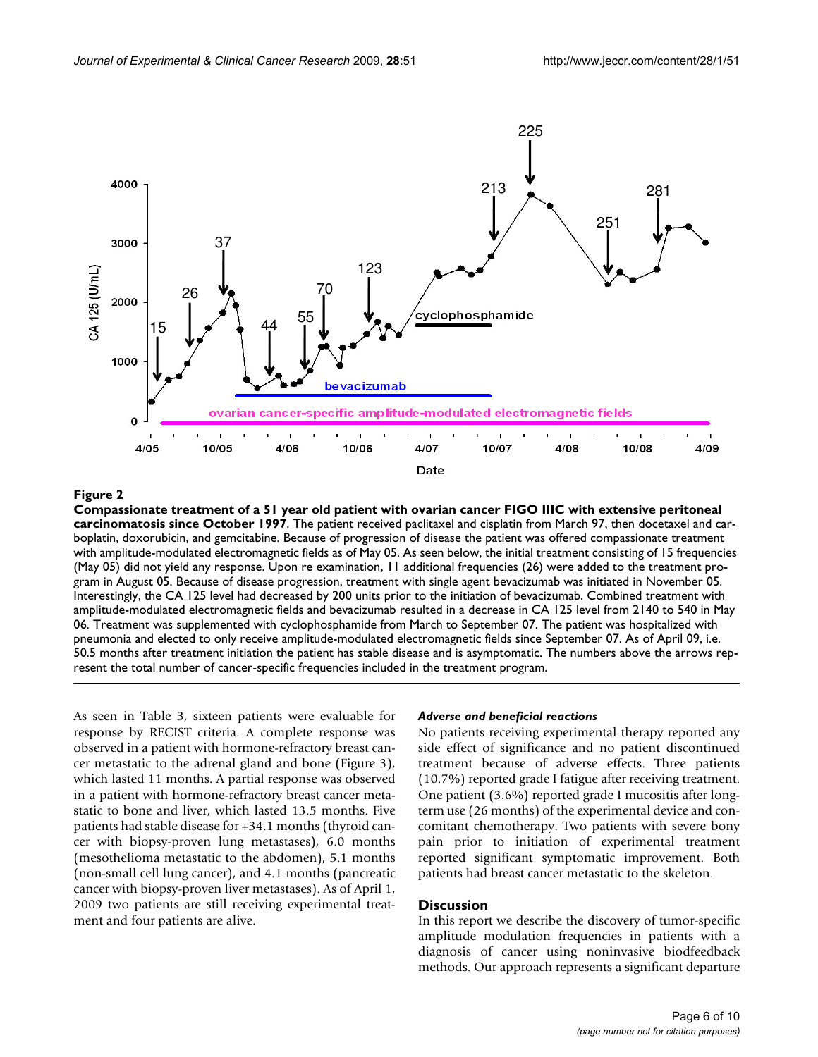**Figure 2**

**Compassionate treatment of a 51 year old patient with ovarian cancer FIGO IIIC with extensive peritoneal carcinomatosis since October 1997**. The patient received paclitaxel and cisplatin from March 97, then docetaxel and carboplatin, doxorubicin, and gemcitabine. Because of progression of disease the patient was offered compassionate treatment with amplitude-modulated electromagnetic fields as of May 05. As seen below, the initial treatment consisting of 15 frequencies (May 05) did not yield any response. Upon re examination, 11 additional frequencies (26) were added to the treatment program in August 05. Because of disease progression, treatment with single agent bevacizumab was initiated in November 05. Interestingly, the CA 125 level had decreased by 200 units prior to the initiation of bevacizumab. Combined treatment with amplitude-modulated electromagnetic fields and bevacizumab resulted in a decrease in CA 125 level from 2140 to 540 in May 06. Treatment was supplemented with cyclophosphamide from March to September 07. The patient was hospitalized with pneumonia and elected to only receive amplitude-modulated electromagnetic fields since September 07. As of April 09, i.e. 50.5 months after treatment initiation the patient has stable disease and is asymptomatic. The numbers above the arrows represent the total number of cancer-specific frequencies included in the treatment program.

As seen in Table 3, sixteen patients were evaluable for response by RECIST criteria. A complete response was observed in a patient with hormone-refractory breast cancer metastatic to the adrenal gland and bone (Figure 3), which lasted 11 months. A partial response was observed in a patient with hormone-refractory breast cancer metastatic to bone and liver, which lasted 13.5 months. Five patients had stable disease for +34.1 months (thyroid cancer with biopsy-proven lung metastases), 6.0 months (mesothelioma metastatic to the abdomen), 5.1 months (non-small cell lung cancer), and 4.1 months (pancreatic cancer with biopsy-proven liver metastases). As of April 1, 2009 two patients are still receiving experimental treatment and four patients are alive.

#### *Adverse and beneficial reactions*

No patients receiving experimental therapy reported any side effect of significance and no patient discontinued treatment because of adverse effects. Three patients (10.7%) reported grade I fatigue after receiving treatment. One patient (3.6%) reported grade I mucositis after long-term use (26 months) of the experimental device and concomitant chemotherapy. Two patients with severe bony pain prior to initiation of experimental treatment reported significant symptomatic improvement. Both patients had breast cancer metastatic to the skeleton.

## Discussion

In this report we describe the discovery of tumor-specific amplitude modulation frequencies in patients with a diagnosis of cancer using noninvasive biofeedback methods. Our approach represents a significant departure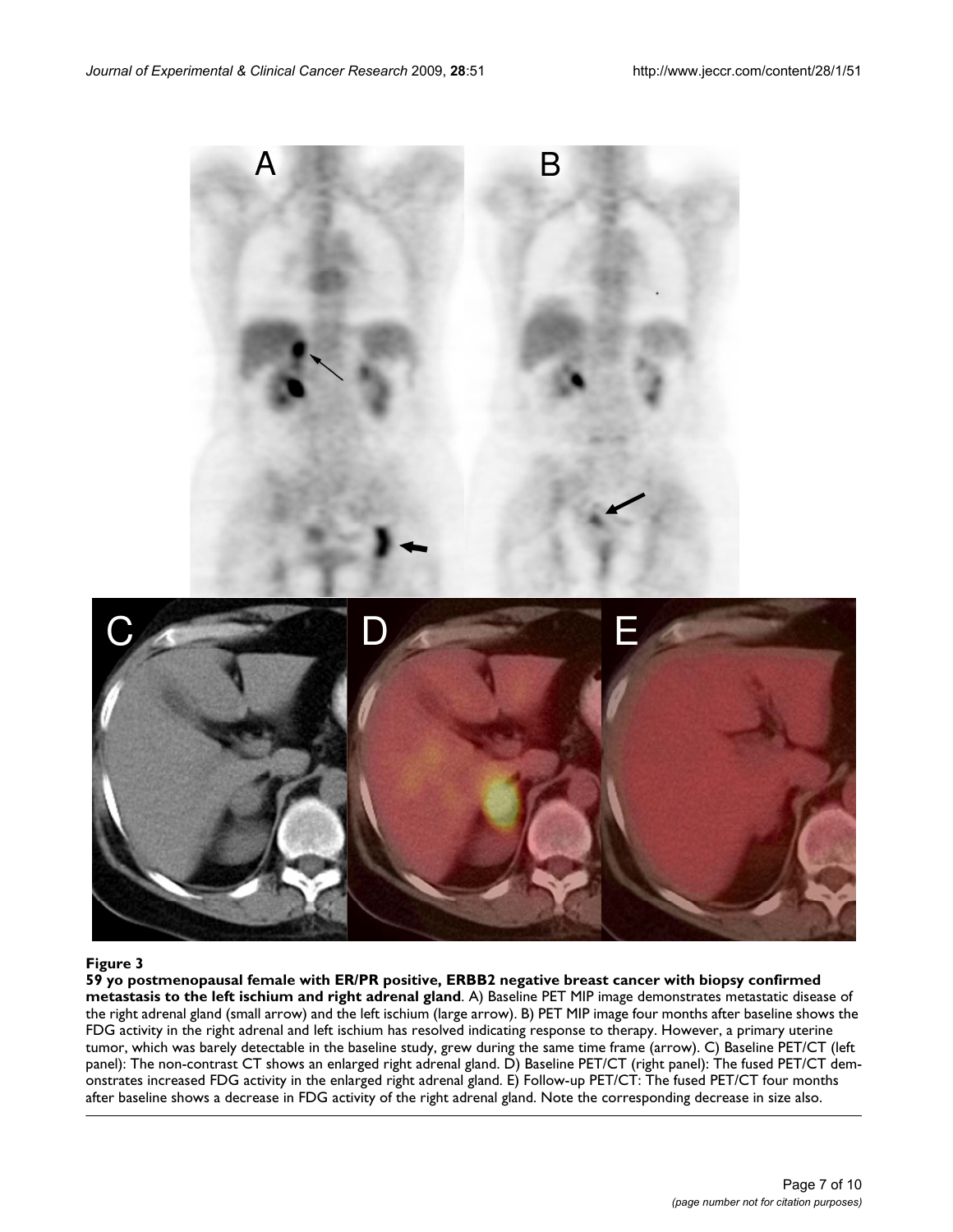**Figure 3**

**59 yo postmenopausal female with ER/PR positive, ERBB2 negative breast cancer with biopsy confirmed metastasis to the left ischium and right adrenal gland**. A) Baseline PET MIP image demonstrates metastatic disease of the right adrenal gland (small arrow) and the left ischium (large arrow). B) PET MIP image four months after baseline shows the FDG activity in the right adrenal and left ischium has resolved indicating response to therapy. However, a primary uterine tumor, which was barely detectable in the baseline study, grew during the same time frame (arrow). C) Baseline PET/CT (left panel): The non-contrast CT shows an enlarged right adrenal gland. D) Baseline PET/CT (right panel): The fused PET/CT demonstrates increased FDG activity in the enlarged right adrenal gland. E) Follow-up PET/CT: The fused PET/CT four months after baseline shows a decrease in FDG activity of the right adrenal gland. Note the corresponding decrease in size also.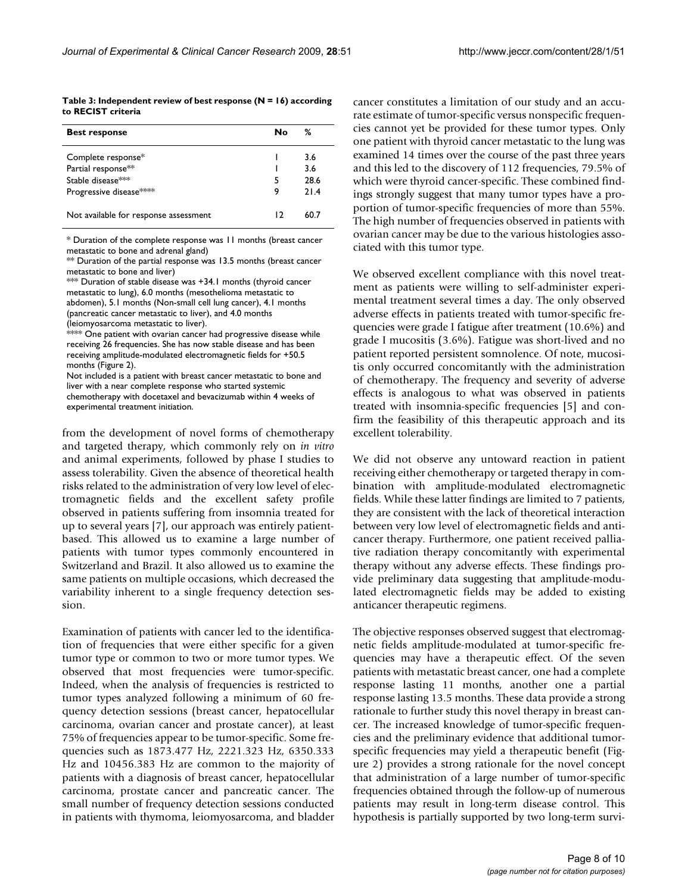**Table 3: Independent review of best response (N = 16) according to RECIST criteria**

| Best response | No | % |
|---|---|---|
| Complete response* | 1 | 3.6 |
| Partial response** | 1 | 3.6 |
| Stable disease*** | 5 | 28.6 |
| Progressive disease**** | 9 | 21.4 |
| Not available for response assessment | 12 | 60.7 |

* Duration of the complete response was 11 months (breast cancer metastatic to bone and adrenal gland)

** Duration of the partial response was 13.5 months (breast cancer metastatic to bone and liver)

*** Duration of stable disease was +34.1 months (thyroid cancer metastatic to lung), 6.0 months (mesothelioma metastatic to abdomen), 5.1 months (Non-small cell lung cancer), 4.1 months (pancreatic cancer metastatic to liver), and 4.0 months (leiomyosarcoma metastatic to liver).

**** One patient with ovarian cancer had progressive disease while receiving 26 frequencies. She has now stable disease and has been receiving amplitude-modulated electromagnetic fields for +50.5 months (Figure 2).

Not included is a patient with breast cancer metastatic to bone and liver with a near complete response who started systemic chemotherapy with docetaxel and bevacizumab within 4 weeks of experimental treatment initiation.

from the development of novel forms of chemotherapy and targeted therapy, which commonly rely on *in vitro* and animal experiments, followed by phase I studies to assess tolerability. Given the absence of theoretical health risks related to the administration of very low level of electromagnetic fields and the excellent safety profile observed in patients suffering from insomnia treated for up to several years [7], our approach was entirely patient-based. This allowed us to examine a large number of patients with tumor types commonly encountered in Switzerland and Brazil. It also allowed us to examine the same patients on multiple occasions, which decreased the variability inherent to a single frequency detection session.

Examination of patients with cancer led to the identification of frequencies that were either specific for a given tumor type or common to two or more tumor types. We observed that most frequencies were tumor-specific. Indeed, when the analysis of frequencies is restricted to tumor types analyzed following a minimum of 60 frequency detection sessions (breast cancer, hepatocellular carcinoma, ovarian cancer and prostate cancer), at least 75% of frequencies appear to be tumor-specific. Some frequencies such as 1873.477 Hz, 2221.323 Hz, 6350.333 Hz and 10456.383 Hz are common to the majority of patients with a diagnosis of breast cancer, hepatocellular carcinoma, prostate cancer and pancreatic cancer. The small number of frequency detection sessions conducted in patients with thymoma, leiomyosarcoma, and bladder cancer constitutes a limitation of our study and an accurate estimate of tumor-specific versus nonspecific frequencies cannot yet be provided for these tumor types. Only one patient with thyroid cancer metastatic to the lung was examined 14 times over the course of the past three years and this led to the discovery of 112 frequencies, 79.5% of which were thyroid cancer-specific. These combined findings strongly suggest that many tumor types have a proportion of tumor-specific frequencies of more than 55%. The high number of frequencies observed in patients with ovarian cancer may be due to the various histologies associated with this tumor type.

We observed excellent compliance with this novel treatment as patients were willing to self-administer experimental treatment several times a day. The only observed adverse effects in patients treated with tumor-specific frequencies were grade I fatigue after treatment (10.6%) and grade I mucositis (3.6%). Fatigue was short-lived and no patient reported persistent somnolence. Of note, mucositis only occurred concomitantly with the administration of chemotherapy. The frequency and severity of adverse effects is analogous to what was observed in patients treated with insomnia-specific frequencies [5] and confirm the feasibility of this therapeutic approach and its excellent tolerability.

We did not observe any untoward reaction in patient receiving either chemotherapy or targeted therapy in combination with amplitude-modulated electromagnetic fields. While these latter findings are limited to 7 patients, they are consistent with the lack of theoretical interaction between very low level of electromagnetic fields and anticancer therapy. Furthermore, one patient received palliative radiation therapy concomitantly with experimental therapy without any adverse effects. These findings provide preliminary data suggesting that amplitude-modulated electromagnetic fields may be added to existing anticancer therapeutic regimens.

The objective responses observed suggest that electromagnetic fields amplitude-modulated at tumor-specific frequencies may have a therapeutic effect. Of the seven patients with metastatic breast cancer, one had a complete response lasting 11 months, another one a partial response lasting 13.5 months. These data provide a strong rationale to further study this novel therapy in breast cancer. The increased knowledge of tumor-specific frequencies and the preliminary evidence that additional tumor-specific frequencies may yield a therapeutic benefit (Figure 2) provides a strong rationale for the novel concept that administration of a large number of tumor-specific frequencies obtained through the follow-up of numerous patients may result in long-term disease control. This hypothesis is partially supported by two long-term survi-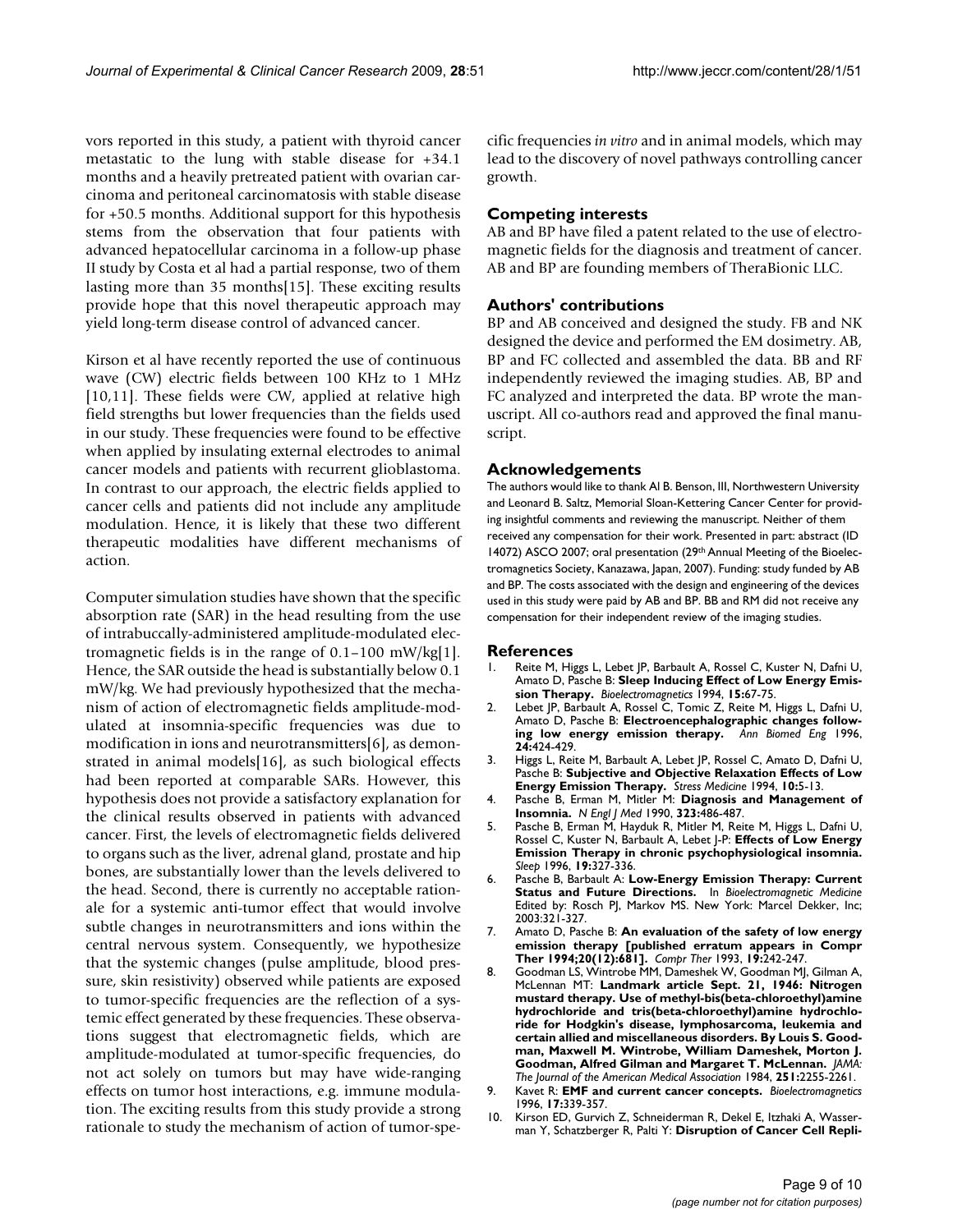vors reported in this study, a patient with thyroid cancer metastatic to the lung with stable disease for +34.1 months and a heavily pretreated patient with ovarian carcinoma and peritoneal carcinomatosis with stable disease for +50.5 months. Additional support for this hypothesis stems from the observation that four patients with advanced hepatocellular carcinoma in a follow-up phase II study by Costa et al had a partial response, two of them lasting more than 35 months[15]. These exciting results provide hope that this novel therapeutic approach may yield long-term disease control of advanced cancer.

Kirson et al have recently reported the use of continuous wave (CW) electric fields between 100 KHz to 1 MHz [10,11]. These fields were CW, applied at relative high field strengths but lower frequencies than the fields used in our study. These frequencies were found to be effective when applied by insulating external electrodes to animal cancer models and patients with recurrent glioblastoma. In contrast to our approach, the electric fields applied to cancer cells and patients did not include any amplitude modulation. Hence, it is likely that these two different therapeutic modalities have different mechanisms of action.

Computer simulation studies have shown that the specific absorption rate (SAR) in the head resulting from the use of intrabuccally-administered amplitude-modulated electromagnetic fields is in the range of 0.1–100 mW/kg[1]. Hence, the SAR outside the head is substantially below 0.1 mW/kg. We had previously hypothesized that the mechanism of action of electromagnetic fields amplitude-modulated at insomnia-specific frequencies was due to modification in ions and neurotransmitters[6], as demonstrated in animal models[16], as such biological effects had been reported at comparable SARs. However, this hypothesis does not provide a satisfactory explanation for the clinical results observed in patients with advanced cancer. First, the levels of electromagnetic fields delivered to organs such as the liver, adrenal gland, prostate and hip bones, are substantially lower than the levels delivered to the head. Second, there is currently no acceptable rationale for a systemic anti-tumor effect that would involve subtle changes in neurotransmitters and ions within the central nervous system. Consequently, we hypothesize that the systemic changes (pulse amplitude, blood pressure, skin resistivity) observed while patients are exposed to tumor-specific frequencies are the reflection of a systemic effect generated by these frequencies. These observations suggest that electromagnetic fields, which are amplitude-modulated at tumor-specific frequencies, do not act solely on tumors but may have wide-ranging effects on tumor host interactions, e.g. immune modulation. The exciting results from this study provide a strong rationale to study the mechanism of action of tumor-specific frequencies *in vitro* and in animal models, which may lead to the discovery of novel pathways controlling cancer growth.

## Competing interests

AB and BP have filed a patent related to the use of electromagnetic fields for the diagnosis and treatment of cancer. AB and BP are founding members of TheraBionic LLC.

## Authors' contributions

BP and AB conceived and designed the study. FB and NK designed the device and performed the EM dosimetry. AB, BP and FC collected and assembled the data. BB and RF independently reviewed the imaging studies. AB, BP and FC analyzed and interpreted the data. BP wrote the manuscript. All co-authors read and approved the final manuscript.

## Acknowledgements

The authors would like to thank Al B. Benson, III, Northwestern University and Leonard B. Saltz, Memorial Sloan-Kettering Cancer Center for providing insightful comments and reviewing the manuscript. Neither of them received any compensation for their work. Presented in part: abstract (ID 14072) ASCO 2007; oral presentation (29th Annual Meeting of the Bioelectromagnetics Society, Kanazawa, Japan, 2007). Funding: study funded by AB and BP. The costs associated with the design and engineering of the devices used in this study were paid by AB and BP. BB and RM did not receive any compensation for their independent review of the imaging studies.

## References

1. Reite M, Higgs L, Lebet JP, Barbault A, Rossel C, Kuster N, Dafni U, Amato D, Pasche B: **Sleep Inducing Effect of Low Energy Emission Therapy.** *Bioelectromagnetics* 1994, **15:**67-75.
2. Lebet JP, Barbault A, Rossel C, Tomic Z, Reite M, Higgs L, Dafni U, Amato D, Pasche B: **Electroencephalographic changes following low energy emission therapy.** *Ann Biomed Eng* 1996, **24:**424-429.
3. Higgs L, Reite M, Barbault A, Lebet JP, Rossel C, Amato D, Dafni U, Pasche B: **Subjective and Objective Relaxation Effects of Low Energy Emission Therapy.** *Stress Medicine* 1994, **10:**5-13.
4. Pasche B, Erman M, Mitler M: **Diagnosis and Management of Insomnia.** *N Engl J Med* 1990, **323:**486-487.
5. Pasche B, Erman M, Hayduk R, Mitler M, Reite M, Higgs L, Dafni U, Rossel C, Kuster N, Barbault A, Lebet J-P: **Effects of Low Energy Emission Therapy in chronic psychophysiological insomnia.** *Sleep* 1996, **19:**327-336.
6. Pasche B, Barbault A: **Low-Energy Emission Therapy: Current Status and Future Directions.** In *Bioelectromagnetic Medicine* Edited by: Rosch PJ, Markov MS. New York: Marcel Dekker, Inc; 2003:321-327.
7. Amato D, Pasche B: **An evaluation of the safety of low energy emission therapy [published erratum appears in Compr Ther 1994;20(12):681].** *Compr Ther* 1993, **19:**242-247.
8. Goodman LS, Wintrobe MM, Dameshek W, Goodman MJ, Gilman A, McLennan MT: **Landmark article Sept. 21, 1946: Nitrogen mustard therapy. Use of methyl-bis(beta-chloroethyl)amine hydrochloride and tris(beta-chloroethyl)amine hydrochloride for Hodgkin's disease, lymphosarcoma, leukemia and certain allied and miscellaneous disorders. By Louis S. Goodman, Maxwell M. Wintrobe, William Dameshek, Morton J. Goodman, Alfred Gilman and Margaret T. McLennan.** *JAMA: The Journal of the American Medical Association* 1984, **251:**2255-2261.
9. Kavet R: **EMF and current cancer concepts.** *Bioelectromagnetics* 1996, **17:**339-357.
10. Kirson ED, Gurvich Z, Schneiderman R, Dekel E, Itzhaki A, Wasserman Y, Schatzberger R, Palti Y: **Disruption of Cancer Cell Repli-**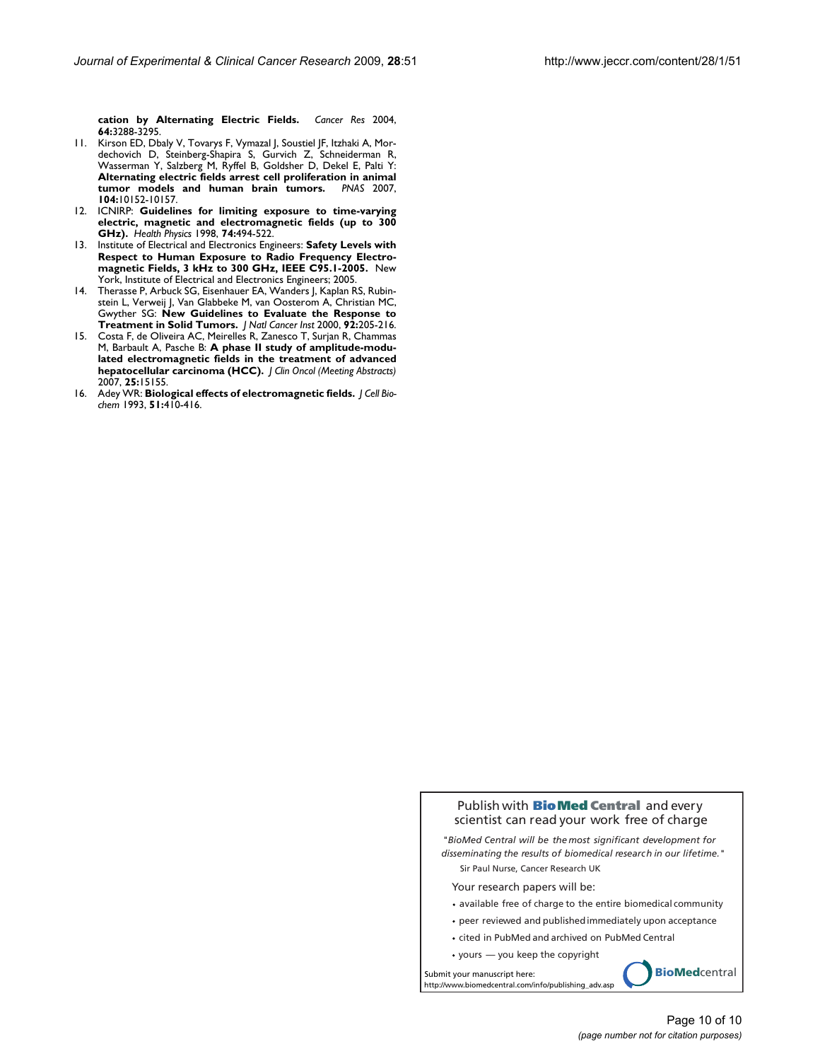cation by Alternating Electric Fields.** *Cancer Res* 2004, **64:**3288-3295.

11. Kirson ED, Dbaly V, Tovarys F, Vymazal J, Soustiel JF, Itzhaki A, Mordechovich D, Steinberg-Shapira S, Gurvich Z, Schneiderman R, Wasserman Y, Salzberg M, Ryffel B, Goldsher D, Dekel E, Palti Y: **Alternating electric fields arrest cell proliferation in animal tumor models and human brain tumors.** *PNAS* 2007, **104:**10152-10157.
12. ICNIRP: **Guidelines for limiting exposure to time-varying electric, magnetic and electromagnetic fields (up to 300 GHz).** *Health Physics* 1998, **74:**494-522.
13. Institute of Electrical and Electronics Engineers: **Safety Levels with Respect to Human Exposure to Radio Frequency Electromagnetic Fields, 3 kHz to 300 GHz, IEEE C95.1-2005.** New York, Institute of Electrical and Electronics Engineers; 2005.
14. Therasse P, Arbuck SG, Eisenhauer EA, Wanders J, Kaplan RS, Rubinstein L, Verweij J, Van Glabbeke M, van Oosterom A, Christian MC, Gwyther SG: **New Guidelines to Evaluate the Response to Treatment in Solid Tumors.** *J Natl Cancer Inst* 2000, **92:**205-216.
15. Costa F, de Oliveira AC, Meirelles R, Zanesco T, Surjan R, Chammas M, Barbault A, Pasche B: **A phase II study of amplitude-modulated electromagnetic fields in the treatment of advanced hepatocellular carcinoma (HCC).** *J Clin Oncol (Meeting Abstracts)* 2007, **25:**15155.
16. Adey WR: **Biological effects of electromagnetic fields.** *J Cell Biochem* 1993, **51:**410-416.

Publish with **BioMed Central** and every scientist can read your work free of charge

*"BioMed Central will be the most significant development for disseminating the results of biomedical research in our lifetime."*

Sir Paul Nurse, Cancer Research UK

Your research papers will be:

- available free of charge to the entire biomedical community
- peer reviewed and published immediately upon acceptance
- cited in PubMed and archived on PubMed Central
- yours — you keep the copyright

Submit your manuscript here:
http://www.biomedcentral.com/info/publishing_adv.asp

**BioMed**central